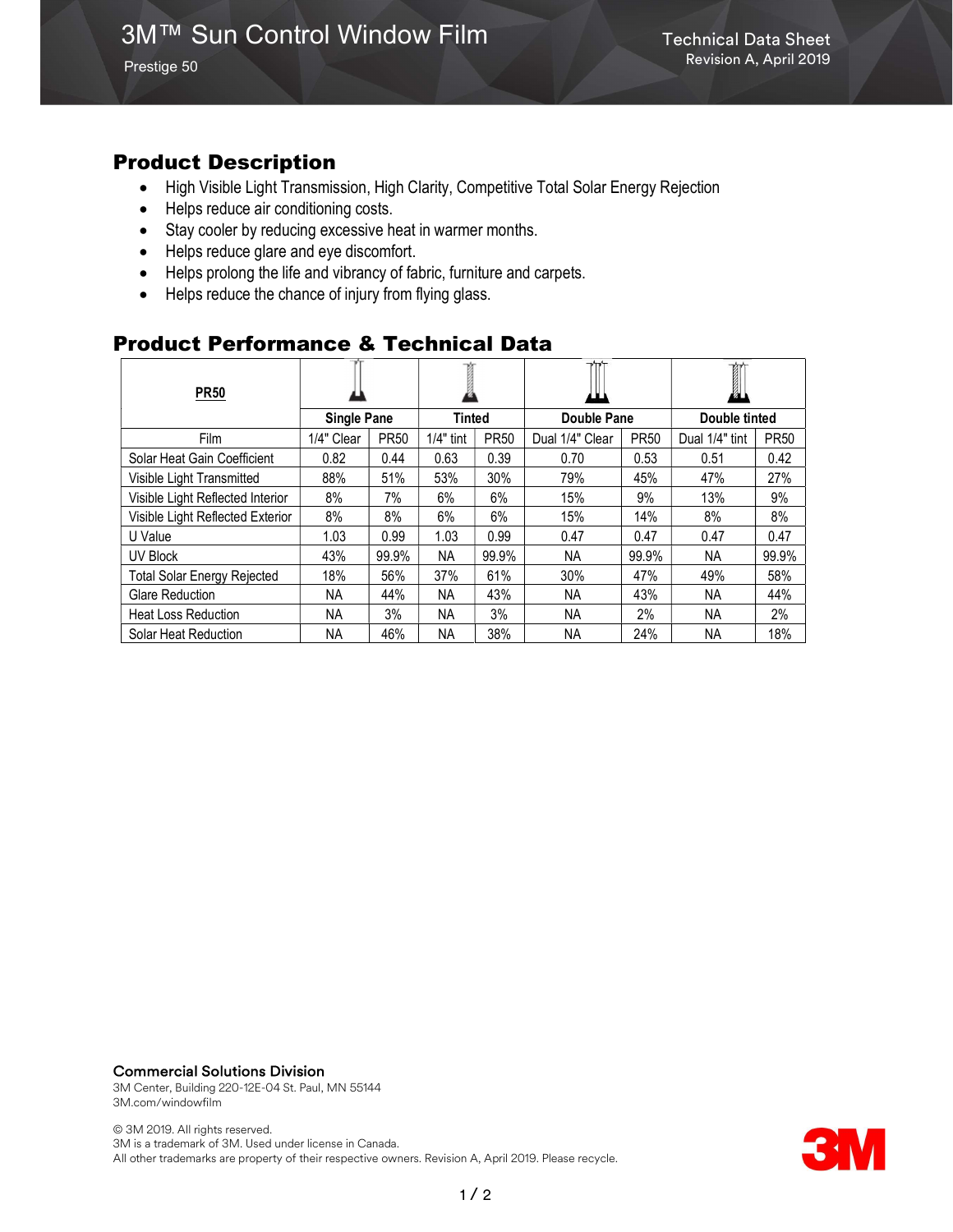# 3M™ Sun Control Window Film

Prestige 50

Technical Data Sheet
Revision A, April 2019

## Product Description

- High Visible Light Transmission, High Clarity, Competitive Total Solar Energy Rejection
- Helps reduce air conditioning costs.
- Stay cooler by reducing excessive heat in warmer months.
- Helps reduce glare and eye discomfort.
- Helps prolong the life and vibrancy of fabric, furniture and carpets.
- Helps reduce the chance of injury from flying glass.

## Product Performance & Technical Data

| **PR50** | **Single Pane** | | **Tinted** | | **Double Pane** | | **Double tinted** | |
|---|---|---|---|---|---|---|---|---|
| Film | 1/4" Clear | PR50 | 1/4" tint | PR50 | Dual 1/4" Clear | PR50 | Dual 1/4" tint | PR50 |
| Solar Heat Gain Coefficient | 0.82 | 0.44 | 0.63 | 0.39 | 0.70 | 0.53 | 0.51 | 0.42 |
| Visible Light Transmitted | 88% | 51% | 53% | 30% | 79% | 45% | 47% | 27% |
| Visible Light Reflected Interior | 8% | 7% | 6% | 6% | 15% | 9% | 13% | 9% |
| Visible Light Reflected Exterior | 8% | 8% | 6% | 6% | 15% | 14% | 8% | 8% |
| U Value | 1.03 | 0.99 | 1.03 | 0.99 | 0.47 | 0.47 | 0.47 | 0.47 |
| UV Block | 43% | 99.9% | NA | 99.9% | NA | 99.9% | NA | 99.9% |
| Total Solar Energy Rejected | 18% | 56% | 37% | 61% | 30% | 47% | 49% | 58% |
| Glare Reduction | NA | 44% | NA | 43% | NA | 43% | NA | 44% |
| Heat Loss Reduction | NA | 3% | NA | 3% | NA | 2% | NA | 2% |
| Solar Heat Reduction | NA | 46% | NA | 38% | NA | 24% | NA | 18% |

**Commercial Solutions Division**
3M Center, Building 220-12E-04 St. Paul, MN 55144
3M.com/windowfilm

© 3M 2019. All rights reserved.
3M is a trademark of 3M. Used under license in Canada.
All other trademarks are property of their respective owners. Revision A, April 2019. Please recycle.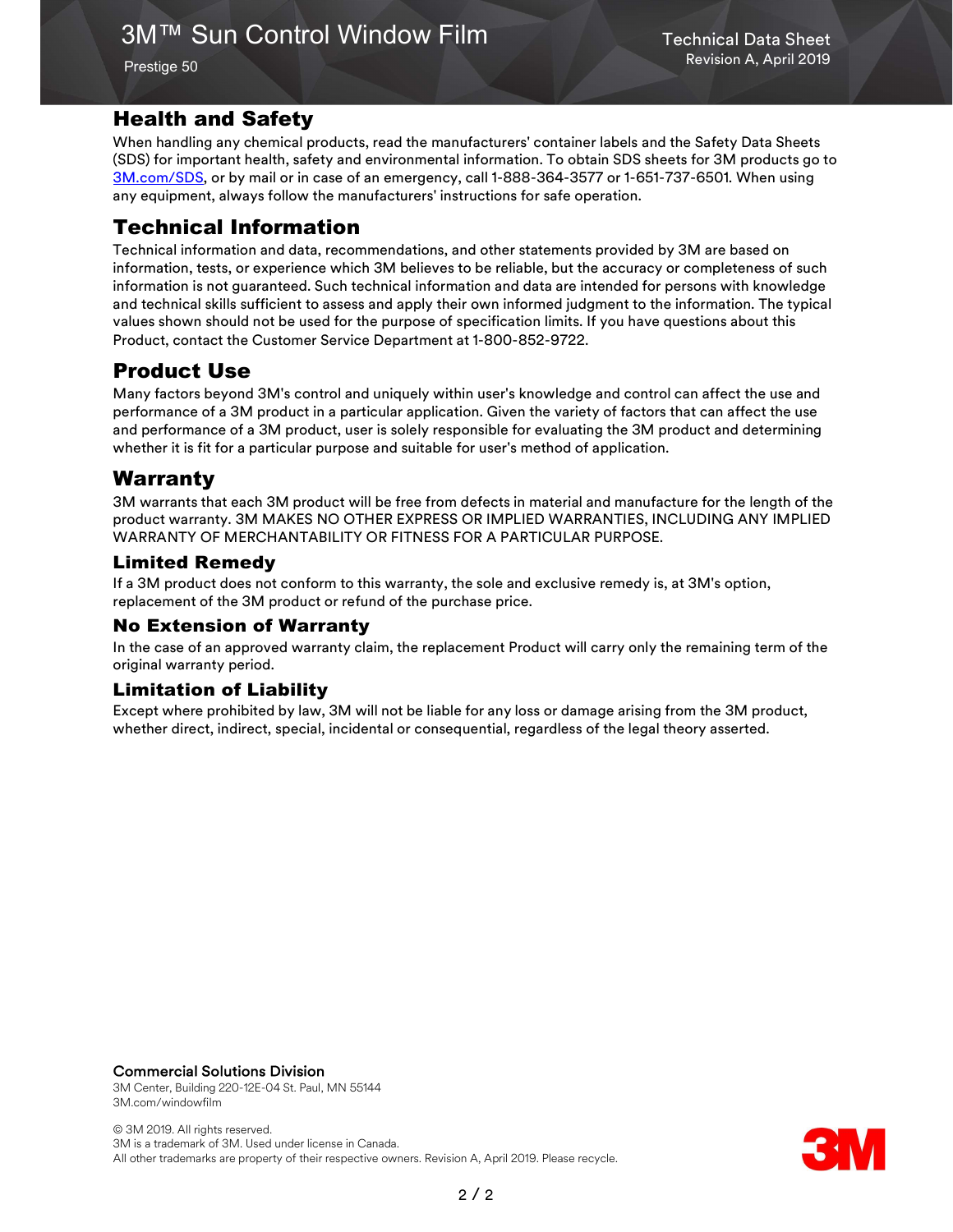## Health and Safety

When handling any chemical products, read the manufacturers' container labels and the Safety Data Sheets (SDS) for important health, safety and environmental information. To obtain SDS sheets for 3M products go to 3M.com/SDS, or by mail or in case of an emergency, call 1-888-364-3577 or 1-651-737-6501. When using any equipment, always follow the manufacturers' instructions for safe operation.

## Technical Information

Technical information and data, recommendations, and other statements provided by 3M are based on information, tests, or experience which 3M believes to be reliable, but the accuracy or completeness of such information is not guaranteed. Such technical information and data are intended for persons with knowledge and technical skills sufficient to assess and apply their own informed judgment to the information. The typical values shown should not be used for the purpose of specification limits. If you have questions about this Product, contact the Customer Service Department at 1-800-852-9722.

## Product Use

Many factors beyond 3M's control and uniquely within user's knowledge and control can affect the use and performance of a 3M product in a particular application. Given the variety of factors that can affect the use and performance of a 3M product, user is solely responsible for evaluating the 3M product and determining whether it is fit for a particular purpose and suitable for user's method of application.

## Warranty

3M warrants that each 3M product will be free from defects in material and manufacture for the length of the product warranty. 3M MAKES NO OTHER EXPRESS OR IMPLIED WARRANTIES, INCLUDING ANY IMPLIED WARRANTY OF MERCHANTABILITY OR FITNESS FOR A PARTICULAR PURPOSE.

### Limited Remedy

If a 3M product does not conform to this warranty, the sole and exclusive remedy is, at 3M's option, replacement of the 3M product or refund of the purchase price.

### No Extension of Warranty

In the case of an approved warranty claim, the replacement Product will carry only the remaining term of the original warranty period.

### Limitation of Liability

Except where prohibited by law, 3M will not be liable for any loss or damage arising from the 3M product, whether direct, indirect, special, incidental or consequential, regardless of the legal theory asserted.

**Commercial Solutions Division**
3M Center, Building 220-12E-04 St. Paul, MN 55144
3M.com/windowfilm

© 3M 2019. All rights reserved.
3M is a trademark of 3M. Used under license in Canada.
All other trademarks are property of their respective owners. Revision A, April 2019. Please recycle.